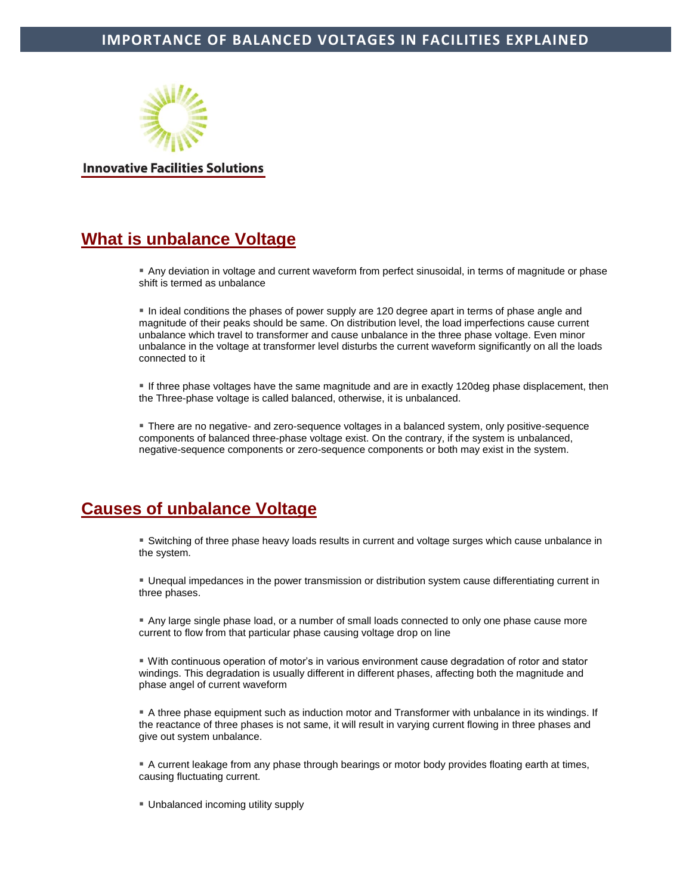# IMPORTANCE OF BALANCED VOLTAGES IN FACILITIES EXPLAINED

**Innovative Facilities Solutions**

## What is unbalance Voltage

- Any deviation in voltage and current waveform from perfect sinusoidal, in terms of magnitude or phase shift is termed as unbalance

- In ideal conditions the phases of power supply are 120 degree apart in terms of phase angle and magnitude of their peaks should be same. On distribution level, the load imperfections cause current unbalance which travel to transformer and cause unbalance in the three phase voltage. Even minor unbalance in the voltage at transformer level disturbs the current waveform significantly on all the loads connected to it

- If three phase voltages have the same magnitude and are in exactly 120deg phase displacement, then the Three-phase voltage is called balanced, otherwise, it is unbalanced.

- There are no negative- and zero-sequence voltages in a balanced system, only positive-sequence components of balanced three-phase voltage exist. On the contrary, if the system is unbalanced, negative-sequence components or zero-sequence components or both may exist in the system.

## Causes of unbalance Voltage

- Switching of three phase heavy loads results in current and voltage surges which cause unbalance in the system.

- Unequal impedances in the power transmission or distribution system cause differentiating current in three phases.

- Any large single phase load, or a number of small loads connected to only one phase cause more current to flow from that particular phase causing voltage drop on line

- With continuous operation of motor's in various environment cause degradation of rotor and stator windings. This degradation is usually different in different phases, affecting both the magnitude and phase angel of current waveform

- A three phase equipment such as induction motor and Transformer with unbalance in its windings. If the reactance of three phases is not same, it will result in varying current flowing in three phases and give out system unbalance.

- A current leakage from any phase through bearings or motor body provides floating earth at times, causing fluctuating current.

- Unbalanced incoming utility supply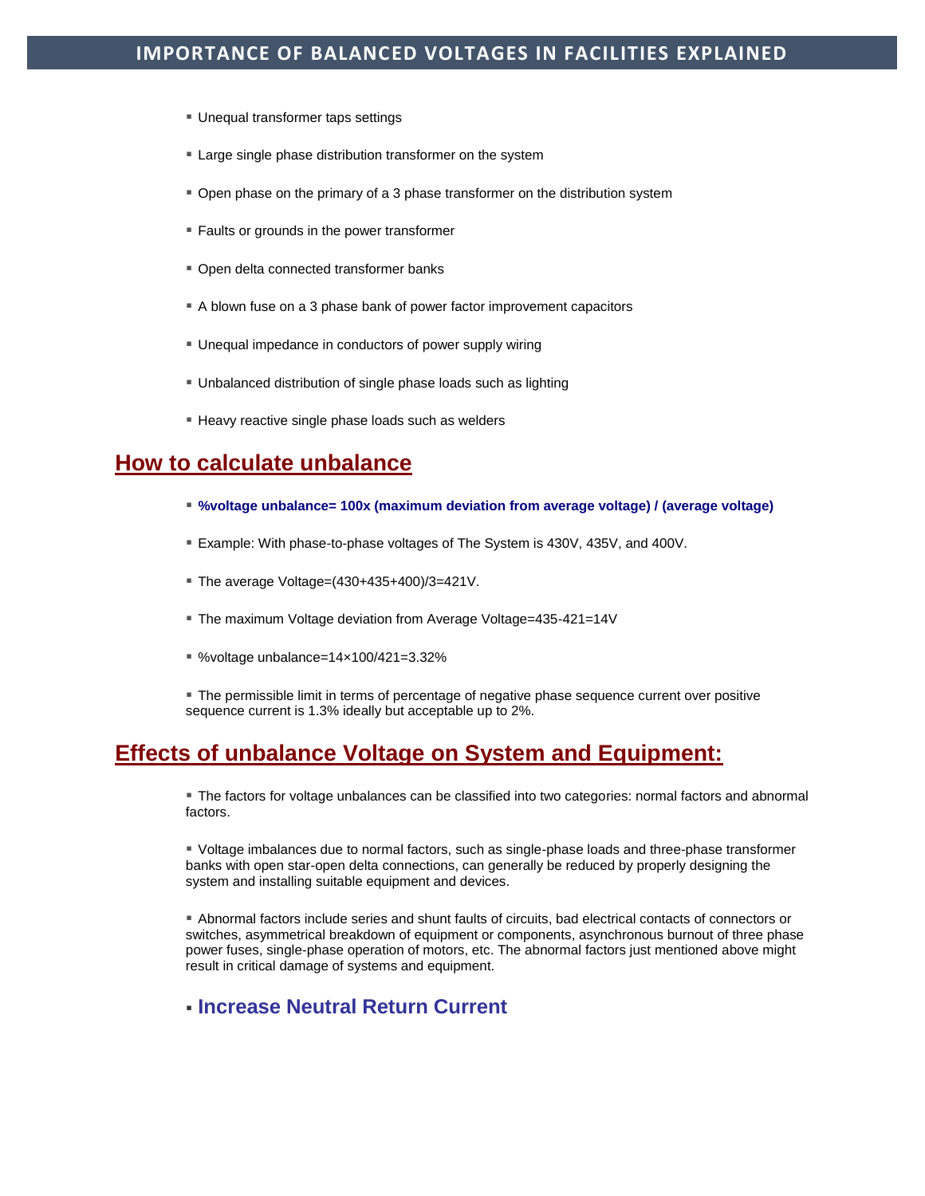- Unequal transformer taps settings
- Large single phase distribution transformer on the system
- Open phase on the primary of a 3 phase transformer on the distribution system
- Faults or grounds in the power transformer
- Open delta connected transformer banks
- A blown fuse on a 3 phase bank of power factor improvement capacitors
- Unequal impedance in conductors of power supply wiring
- Unbalanced distribution of single phase loads such as lighting
- Heavy reactive single phase loads such as welders

## How to calculate unbalance

- **%voltage unbalance= 100x (maximum deviation from average voltage) / (average voltage)**
- Example: With phase-to-phase voltages of The System is 430V, 435V, and 400V.
- The average Voltage=(430+435+400)/3=421V.
- The maximum Voltage deviation from Average Voltage=435-421=14V
- %voltage unbalance=14×100/421=3.32%
- The permissible limit in terms of percentage of negative phase sequence current over positive sequence current is 1.3% ideally but acceptable up to 2%.

## Effects of unbalance Voltage on System and Equipment:

- The factors for voltage unbalances can be classified into two categories: normal factors and abnormal factors.
- Voltage imbalances due to normal factors, such as single-phase loads and three-phase transformer banks with open star-open delta connections, can generally be reduced by properly designing the system and installing suitable equipment and devices.
- Abnormal factors include series and shunt faults of circuits, bad electrical contacts of connectors or switches, asymmetrical breakdown of equipment or components, asynchronous burnout of three phase power fuses, single-phase operation of motors, etc. The abnormal factors just mentioned above might result in critical damage of systems and equipment.

### Increase Neutral Return Current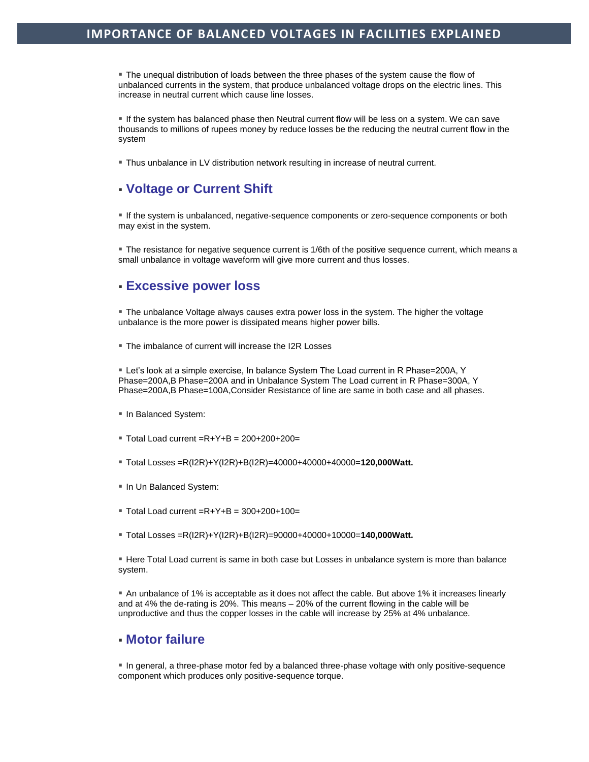- The unequal distribution of loads between the three phases of the system cause the flow of unbalanced currents in the system, that produce unbalanced voltage drops on the electric lines. This increase in neutral current which cause line losses.

- If the system has balanced phase then Neutral current flow will be less on a system. We can save thousands to millions of rupees money by reduce losses be the reducing the neutral current flow in the system

- Thus unbalance in LV distribution network resulting in increase of neutral current.

## Voltage or Current Shift

- If the system is unbalanced, negative-sequence components or zero-sequence components or both may exist in the system.

- The resistance for negative sequence current is 1/6th of the positive sequence current, which means a small unbalance in voltage waveform will give more current and thus losses.

## Excessive power loss

- The unbalance Voltage always causes extra power loss in the system. The higher the voltage unbalance is the more power is dissipated means higher power bills.

- The imbalance of current will increase the $I^2R$ Losses

- Let's look at a simple exercise, In balance System The Load current in R Phase=200A, Y Phase=200A,B Phase=200A and in Unbalance System The Load current in R Phase=300A, Y Phase=200A,B Phase=100A,Consider Resistance of line are same in both case and all phases.

- In Balanced System:

- Total Load current =R+Y+B = 200+200+200=

- Total Losses =R($I^2R$)+Y($I^2R$)+B($I^2R$)=40000+40000+40000=**120,000Watt.**

- In Un Balanced System:

- Total Load current =R+Y+B = 300+200+100=

- Total Losses =R($I^2R$)+Y($I^2R$)+B($I^2R$)=90000+40000+10000=**140,000Watt.**

- Here Total Load current is same in both case but Losses in unbalance system is more than balance system.

- An unbalance of 1% is acceptable as it does not affect the cable. But above 1% it increases linearly and at 4% the de-rating is 20%. This means – 20% of the current flowing in the cable will be unproductive and thus the copper losses in the cable will increase by 25% at 4% unbalance.

## Motor failure

- In general, a three-phase motor fed by a balanced three-phase voltage with only positive-sequence component which produces only positive-sequence torque.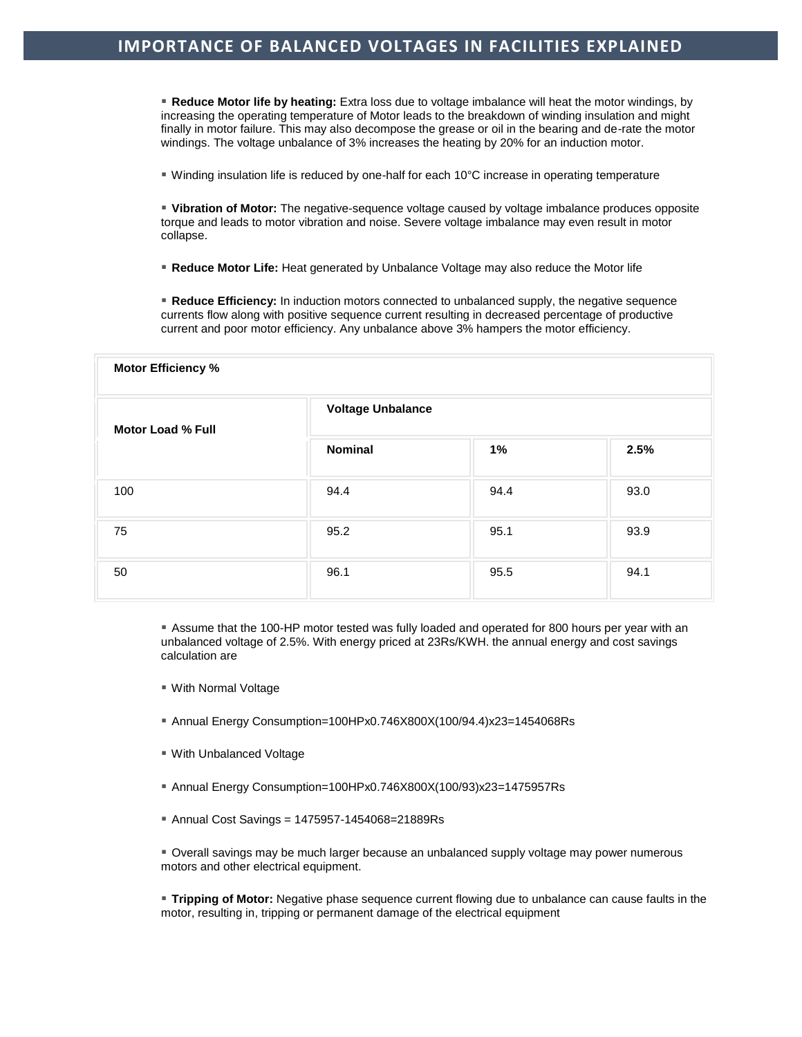- **Reduce Motor life by heating:** Extra loss due to voltage imbalance will heat the motor windings, by increasing the operating temperature of Motor leads to the breakdown of winding insulation and might finally in motor failure. This may also decompose the grease or oil in the bearing and de-rate the motor windings. The voltage unbalance of 3% increases the heating by 20% for an induction motor.

- Winding insulation life is reduced by one-half for each 10°C increase in operating temperature

- **Vibration of Motor:** The negative-sequence voltage caused by voltage imbalance produces opposite torque and leads to motor vibration and noise. Severe voltage imbalance may even result in motor collapse.

- **Reduce Motor Life:** Heat generated by Unbalance Voltage may also reduce the Motor life

- **Reduce Efficiency:** In induction motors connected to unbalanced supply, the negative sequence currents flow along with positive sequence current resulting in decreased percentage of productive current and poor motor efficiency. Any unbalance above 3% hampers the motor efficiency.

| **Motor Efficiency %** | | | |
|---|---|---|---|
| **Motor Load % Full** | **Voltage Unbalance** | | |
| | **Nominal** | **1%** | **2.5%** |
| 100 | 94.4 | 94.4 | 93.0 |
| 75 | 95.2 | 95.1 | 93.9 |
| 50 | 96.1 | 95.5 | 94.1 |

- Assume that the 100-HP motor tested was fully loaded and operated for 800 hours per year with an unbalanced voltage of 2.5%. With energy priced at 23Rs/KWH. the annual energy and cost savings calculation are

- With Normal Voltage

- Annual Energy Consumption=100HPx0.746X800X(100/94.4)x23=1454068Rs

- With Unbalanced Voltage

- Annual Energy Consumption=100HPx0.746X800X(100/93)x23=1475957Rs

- Annual Cost Savings = 1475957-1454068=21889Rs

- Overall savings may be much larger because an unbalanced supply voltage may power numerous motors and other electrical equipment.

- **Tripping of Motor:** Negative phase sequence current flowing due to unbalance can cause faults in the motor, resulting in, tripping or permanent damage of the electrical equipment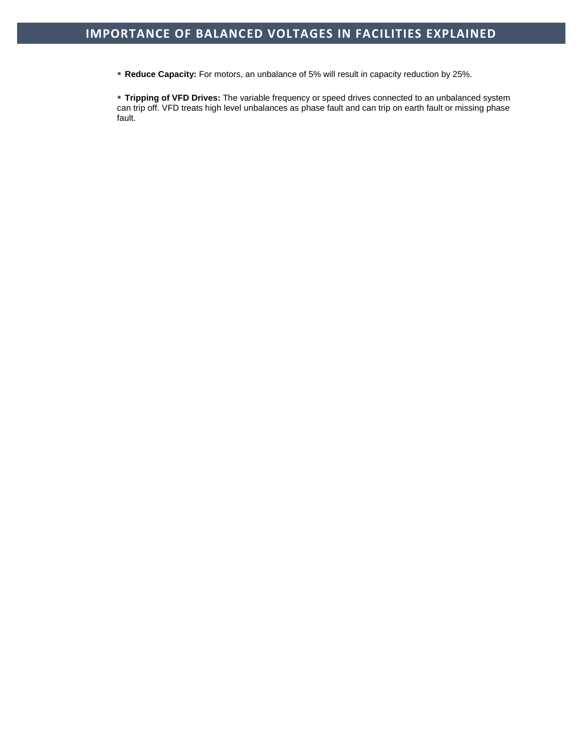- **Reduce Capacity:** For motors, an unbalance of 5% will result in capacity reduction by 25%.

- **Tripping of VFD Drives:** The variable frequency or speed drives connected to an unbalanced system can trip off. VFD treats high level unbalances as phase fault and can trip on earth fault or missing phase fault.